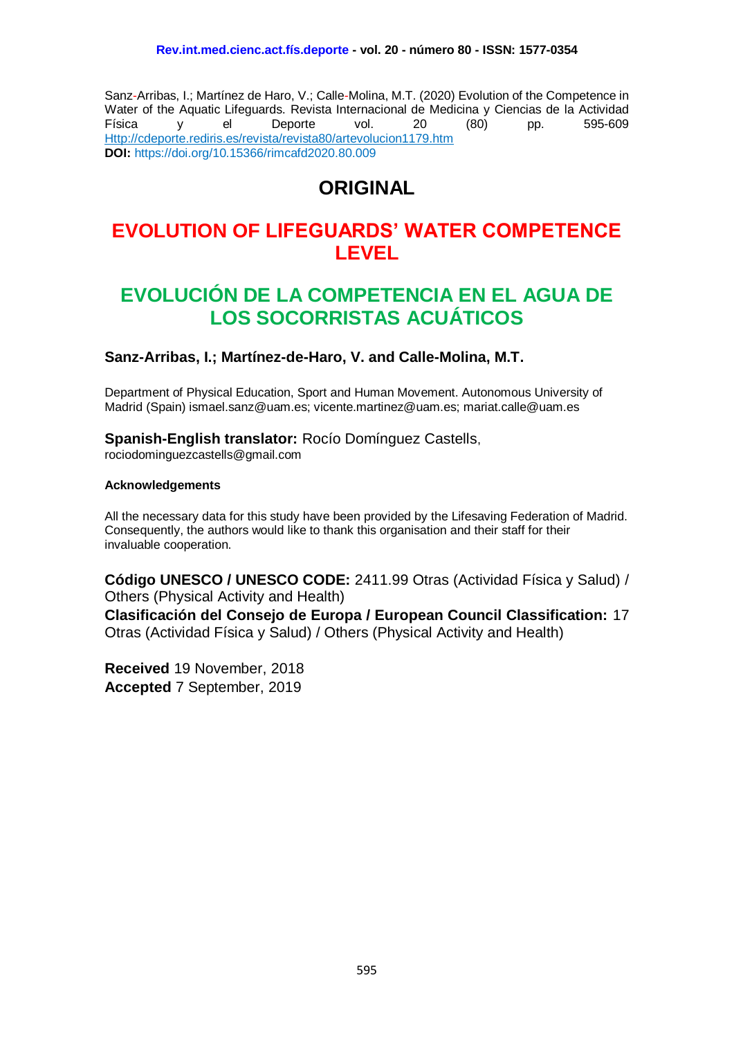Sanz-Arribas, I.; Martínez de Haro, V.; Calle-Molina, M.T. (2020) Evolution of the Competence in Water of the Aquatic Lifeguards. Revista Internacional de Medicina y Ciencias de la Actividad Física y el Deporte vol. 20 (80) pp. 595-609 [Http://cdeporte.rediris.es/revista/revista80/artevolucion1179.htm](Http://cdeporte.rediris.es/revista/revista80/artevolucion1179.htm)
**DOI:** https://doi.org/10.15366/rimcafd2020.80.009

# ORIGINAL

# EVOLUTION OF LIFEGUARDS' WATER COMPETENCE LEVEL

# EVOLUCIÓN DE LA COMPETENCIA EN EL AGUA DE LOS SOCORRISTAS ACUÁTICOS

### Sanz-Arribas, I.; Martínez-de-Haro, V. and Calle-Molina, M.T.

Department of Physical Education, Sport and Human Movement. Autonomous University of Madrid (Spain) ismael.sanz@uam.es; vicente.martinez@uam.es; mariat.calle@uam.es

**Spanish-English translator:** Rocío Domínguez Castells, rociodominguezcastells@gmail.com

**Acknowledgements**

All the necessary data for this study have been provided by the Lifesaving Federation of Madrid. Consequently, the authors would like to thank this organisation and their staff for their invaluable cooperation.

**Código UNESCO / UNESCO CODE:** 2411.99 Otras (Actividad Física y Salud) / Others (Physical Activity and Health)
**Clasificación del Consejo de Europa / European Council Classification:** 17 Otras (Actividad Física y Salud) / Others (Physical Activity and Health)

**Received** 19 November, 2018
**Accepted** 7 September, 2019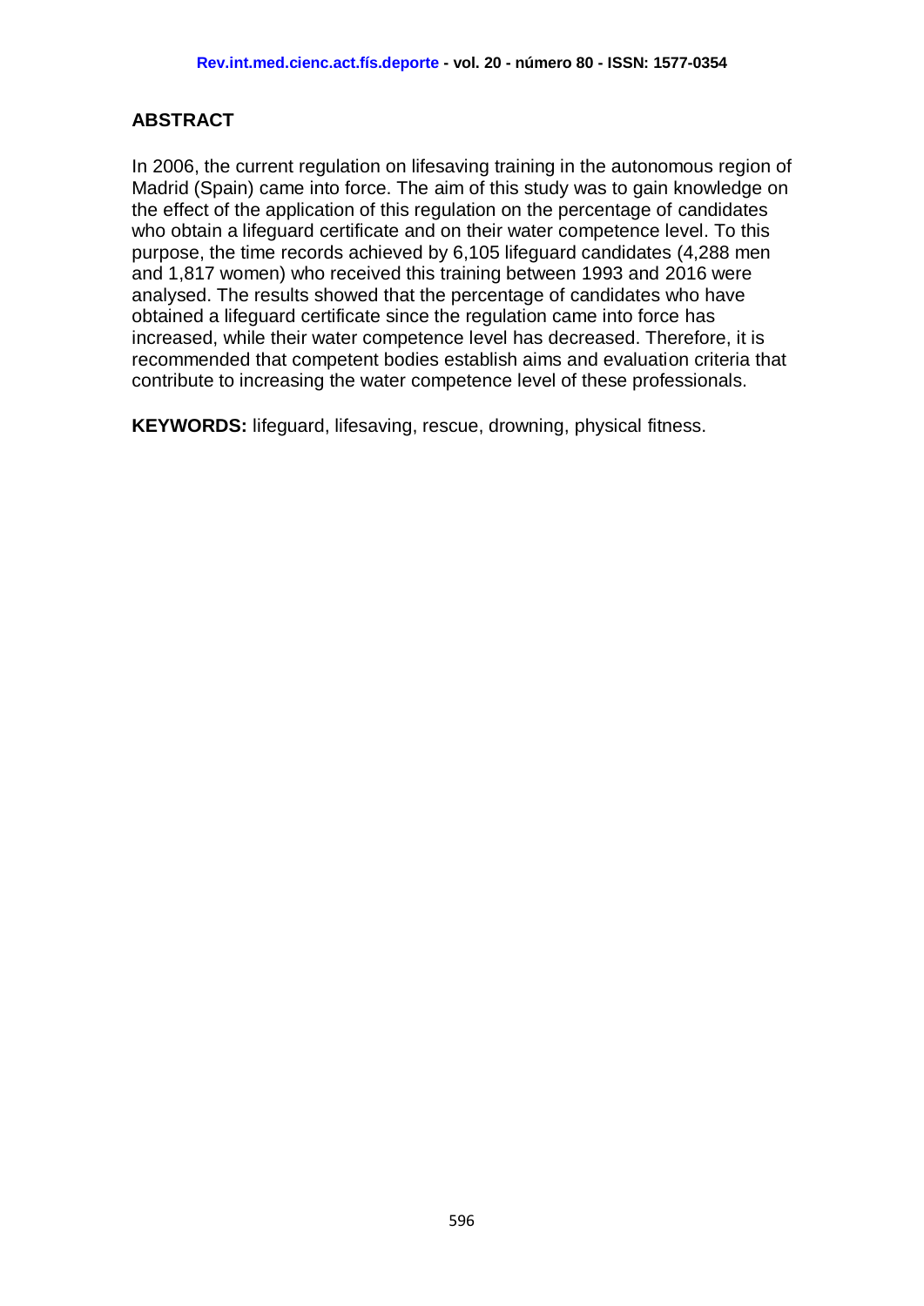## ABSTRACT

In 2006, the current regulation on lifesaving training in the autonomous region of Madrid (Spain) came into force. The aim of this study was to gain knowledge on the effect of the application of this regulation on the percentage of candidates who obtain a lifeguard certificate and on their water competence level. To this purpose, the time records achieved by 6,105 lifeguard candidates (4,288 men and 1,817 women) who received this training between 1993 and 2016 were analysed. The results showed that the percentage of candidates who have obtained a lifeguard certificate since the regulation came into force has increased, while their water competence level has decreased. Therefore, it is recommended that competent bodies establish aims and evaluation criteria that contribute to increasing the water competence level of these professionals.

**KEYWORDS:** lifeguard, lifesaving, rescue, drowning, physical fitness.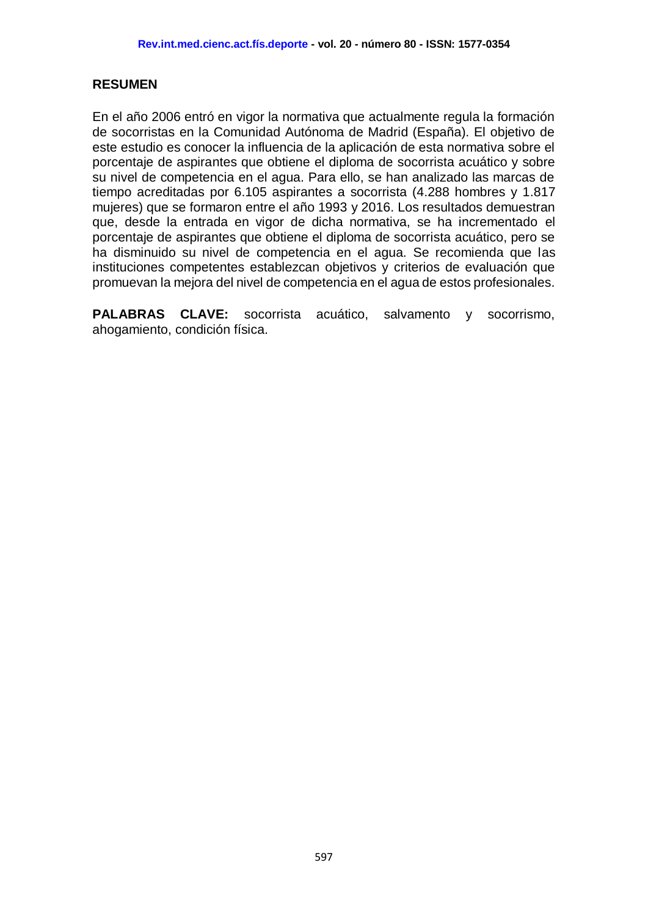## RESUMEN

En el año 2006 entró en vigor la normativa que actualmente regula la formación de socorristas en la Comunidad Autónoma de Madrid (España). El objetivo de este estudio es conocer la influencia de la aplicación de esta normativa sobre el porcentaje de aspirantes que obtiene el diploma de socorrista acuático y sobre su nivel de competencia en el agua. Para ello, se han analizado las marcas de tiempo acreditadas por 6.105 aspirantes a socorrista (4.288 hombres y 1.817 mujeres) que se formaron entre el año 1993 y 2016. Los resultados demuestran que, desde la entrada en vigor de dicha normativa, se ha incrementado el porcentaje de aspirantes que obtiene el diploma de socorrista acuático, pero se ha disminuido su nivel de competencia en el agua. Se recomienda que las instituciones competentes establezcan objetivos y criterios de evaluación que promuevan la mejora del nivel de competencia en el agua de estos profesionales.

**PALABRAS CLAVE:** socorrista acuático, salvamento y socorrismo, ahogamiento, condición física.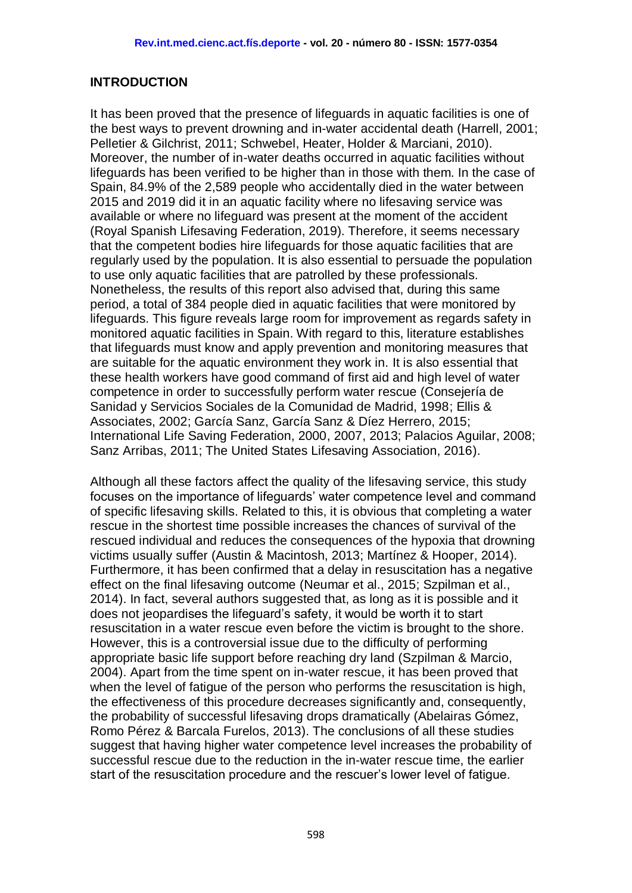## INTRODUCTION

It has been proved that the presence of lifeguards in aquatic facilities is one of the best ways to prevent drowning and in-water accidental death (Harrell, 2001; Pelletier & Gilchrist, 2011; Schwebel, Heater, Holder & Marciani, 2010). Moreover, the number of in-water deaths occurred in aquatic facilities without lifeguards has been verified to be higher than in those with them. In the case of Spain, 84.9% of the 2,589 people who accidentally died in the water between 2015 and 2019 did it in an aquatic facility where no lifesaving service was available or where no lifeguard was present at the moment of the accident (Royal Spanish Lifesaving Federation, 2019). Therefore, it seems necessary that the competent bodies hire lifeguards for those aquatic facilities that are regularly used by the population. It is also essential to persuade the population to use only aquatic facilities that are patrolled by these professionals. Nonetheless, the results of this report also advised that, during this same period, a total of 384 people died in aquatic facilities that were monitored by lifeguards. This figure reveals large room for improvement as regards safety in monitored aquatic facilities in Spain. With regard to this, literature establishes that lifeguards must know and apply prevention and monitoring measures that are suitable for the aquatic environment they work in. It is also essential that these health workers have good command of first aid and high level of water competence in order to successfully perform water rescue (Consejería de Sanidad y Servicios Sociales de la Comunidad de Madrid, 1998; Ellis & Associates, 2002; García Sanz, García Sanz & Díez Herrero, 2015; International Life Saving Federation, 2000, 2007, 2013; Palacios Aguilar, 2008; Sanz Arribas, 2011; The United States Lifesaving Association, 2016).

Although all these factors affect the quality of the lifesaving service, this study focuses on the importance of lifeguards' water competence level and command of specific lifesaving skills. Related to this, it is obvious that completing a water rescue in the shortest time possible increases the chances of survival of the rescued individual and reduces the consequences of the hypoxia that drowning victims usually suffer (Austin & Macintosh, 2013; Martínez & Hooper, 2014). Furthermore, it has been confirmed that a delay in resuscitation has a negative effect on the final lifesaving outcome (Neumar et al., 2015; Szpilman et al., 2014). In fact, several authors suggested that, as long as it is possible and it does not jeopardises the lifeguard's safety, it would be worth it to start resuscitation in a water rescue even before the victim is brought to the shore. However, this is a controversial issue due to the difficulty of performing appropriate basic life support before reaching dry land (Szpilman & Marcio, 2004). Apart from the time spent on in-water rescue, it has been proved that when the level of fatigue of the person who performs the resuscitation is high, the effectiveness of this procedure decreases significantly and, consequently, the probability of successful lifesaving drops dramatically (Abelairas Gómez, Romo Pérez & Barcala Furelos, 2013). The conclusions of all these studies suggest that having higher water competence level increases the probability of successful rescue due to the reduction in the in-water rescue time, the earlier start of the resuscitation procedure and the rescuer's lower level of fatigue.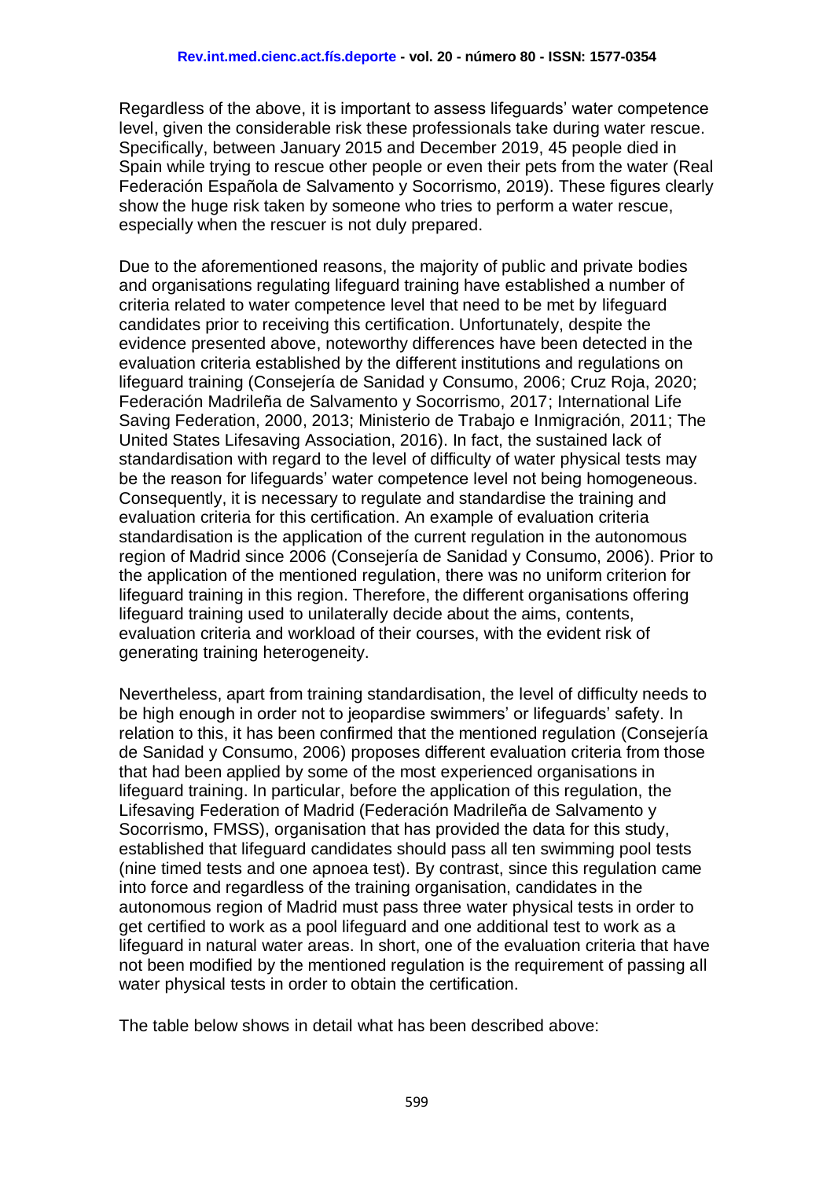Regardless of the above, it is important to assess lifeguards' water competence level, given the considerable risk these professionals take during water rescue. Specifically, between January 2015 and December 2019, 45 people died in Spain while trying to rescue other people or even their pets from the water (Real Federación Española de Salvamento y Socorrismo, 2019). These figures clearly show the huge risk taken by someone who tries to perform a water rescue, especially when the rescuer is not duly prepared.

Due to the aforementioned reasons, the majority of public and private bodies and organisations regulating lifeguard training have established a number of criteria related to water competence level that need to be met by lifeguard candidates prior to receiving this certification. Unfortunately, despite the evidence presented above, noteworthy differences have been detected in the evaluation criteria established by the different institutions and regulations on lifeguard training (Consejería de Sanidad y Consumo, 2006; Cruz Roja, 2020; Federación Madrileña de Salvamento y Socorrismo, 2017; International Life Saving Federation, 2000, 2013; Ministerio de Trabajo e Inmigración, 2011; The United States Lifesaving Association, 2016). In fact, the sustained lack of standardisation with regard to the level of difficulty of water physical tests may be the reason for lifeguards' water competence level not being homogeneous. Consequently, it is necessary to regulate and standardise the training and evaluation criteria for this certification. An example of evaluation criteria standardisation is the application of the current regulation in the autonomous region of Madrid since 2006 (Consejería de Sanidad y Consumo, 2006). Prior to the application of the mentioned regulation, there was no uniform criterion for lifeguard training in this region. Therefore, the different organisations offering lifeguard training used to unilaterally decide about the aims, contents, evaluation criteria and workload of their courses, with the evident risk of generating training heterogeneity.

Nevertheless, apart from training standardisation, the level of difficulty needs to be high enough in order not to jeopardise swimmers' or lifeguards' safety. In relation to this, it has been confirmed that the mentioned regulation (Consejería de Sanidad y Consumo, 2006) proposes different evaluation criteria from those that had been applied by some of the most experienced organisations in lifeguard training. In particular, before the application of this regulation, the Lifesaving Federation of Madrid (Federación Madrileña de Salvamento y Socorrismo, FMSS), organisation that has provided the data for this study, established that lifeguard candidates should pass all ten swimming pool tests (nine timed tests and one apnoea test). By contrast, since this regulation came into force and regardless of the training organisation, candidates in the autonomous region of Madrid must pass three water physical tests in order to get certified to work as a pool lifeguard and one additional test to work as a lifeguard in natural water areas. In short, one of the evaluation criteria that have not been modified by the mentioned regulation is the requirement of passing all water physical tests in order to obtain the certification.

The table below shows in detail what has been described above: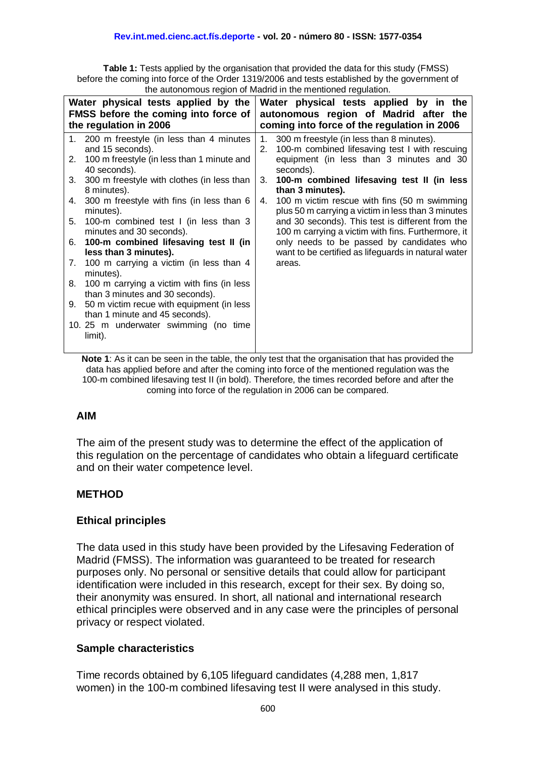**Table 1:** Tests applied by the organisation that provided the data for this study (FMSS) before the coming into force of the Order 1319/2006 and tests established by the government of the autonomous region of Madrid in the mentioned regulation.

| Water physical tests applied by the FMSS before the coming into force of the regulation in 2006 | Water physical tests applied by in the autonomous region of Madrid after the coming into force of the regulation in 2006 |
|---|---|
| 1. 200 m freestyle (in less than 4 minutes and 15 seconds).<br>2. 100 m freestyle (in less than 1 minute and 40 seconds).<br>3. 300 m freestyle with clothes (in less than 8 minutes).<br>4. 300 m freestyle with fins (in less than 6 minutes).<br>5. 100-m combined test I (in less than 3 minutes and 30 seconds).<br>6. **100-m combined lifesaving test II (in less than 3 minutes).**<br>7. 100 m carrying a victim (in less than 4 minutes).<br>8. 100 m carrying a victim with fins (in less than 3 minutes and 30 seconds).<br>9. 50 m victim recue with equipment (in less than 1 minute and 45 seconds).<br>10. 25 m underwater swimming (no time limit). | 1. 300 m freestyle (in less than 8 minutes).<br>2. 100-m combined lifesaving test I with rescuing equipment (in less than 3 minutes and 30 seconds).<br>3. **100-m combined lifesaving test II (in less than 3 minutes).**<br>4. 100 m victim rescue with fins (50 m swimming plus 50 m carrying a victim in less than 3 minutes and 30 seconds). This test is different from the 100 m carrying a victim with fins. Furthermore, it only needs to be passed by candidates who want to be certified as lifeguards in natural water areas. |

**Note 1**: As it can be seen in the table, the only test that the organisation that has provided the data has applied before and after the coming into force of the mentioned regulation was the 100-m combined lifesaving test II (in bold). Therefore, the times recorded before and after the coming into force of the regulation in 2006 can be compared.

## AIM

The aim of the present study was to determine the effect of the application of this regulation on the percentage of candidates who obtain a lifeguard certificate and on their water competence level.

## METHOD

### Ethical principles

The data used in this study have been provided by the Lifesaving Federation of Madrid (FMSS). The information was guaranteed to be treated for research purposes only. No personal or sensitive details that could allow for participant identification were included in this research, except for their sex. By doing so, their anonymity was ensured. In short, all national and international research ethical principles were observed and in any case were the principles of personal privacy or respect violated.

### Sample characteristics

Time records obtained by 6,105 lifeguard candidates (4,288 men, 1,817 women) in the 100-m combined lifesaving test II were analysed in this study.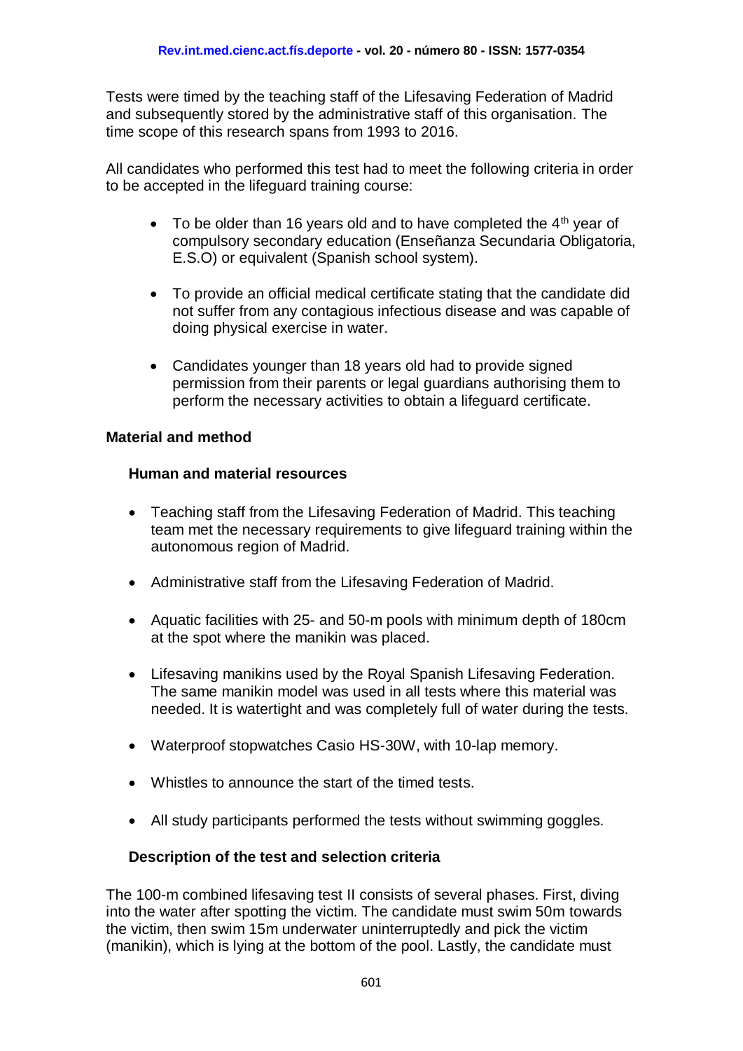Tests were timed by the teaching staff of the Lifesaving Federation of Madrid and subsequently stored by the administrative staff of this organisation. The time scope of this research spans from 1993 to 2016.

All candidates who performed this test had to meet the following criteria in order to be accepted in the lifeguard training course:

- To be older than 16 years old and to have completed the 4th year of compulsory secondary education (Enseñanza Secundaria Obligatoria, E.S.O) or equivalent (Spanish school system).
- To provide an official medical certificate stating that the candidate did not suffer from any contagious infectious disease and was capable of doing physical exercise in water.
- Candidates younger than 18 years old had to provide signed permission from their parents or legal guardians authorising them to perform the necessary activities to obtain a lifeguard certificate.

## Material and method

### Human and material resources

- Teaching staff from the Lifesaving Federation of Madrid. This teaching team met the necessary requirements to give lifeguard training within the autonomous region of Madrid.
- Administrative staff from the Lifesaving Federation of Madrid.
- Aquatic facilities with 25- and 50-m pools with minimum depth of 180cm at the spot where the manikin was placed.
- Lifesaving manikins used by the Royal Spanish Lifesaving Federation. The same manikin model was used in all tests where this material was needed. It is watertight and was completely full of water during the tests.
- Waterproof stopwatches Casio HS-30W, with 10-lap memory.
- Whistles to announce the start of the timed tests.
- All study participants performed the tests without swimming goggles.

### Description of the test and selection criteria

The 100-m combined lifesaving test II consists of several phases. First, diving into the water after spotting the victim. The candidate must swim 50m towards the victim, then swim 15m underwater uninterruptedly and pick the victim (manikin), which is lying at the bottom of the pool. Lastly, the candidate must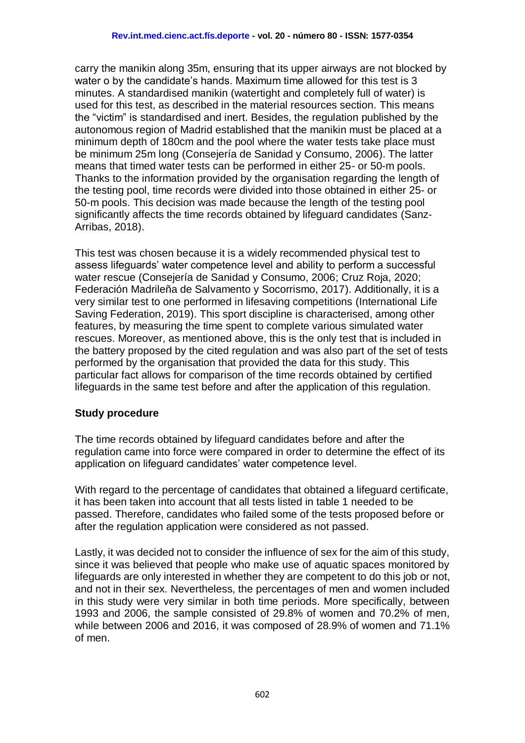carry the manikin along 35m, ensuring that its upper airways are not blocked by water o by the candidate's hands. Maximum time allowed for this test is 3 minutes. A standardised manikin (watertight and completely full of water) is used for this test, as described in the material resources section. This means the "victim" is standardised and inert. Besides, the regulation published by the autonomous region of Madrid established that the manikin must be placed at a minimum depth of 180cm and the pool where the water tests take place must be minimum 25m long (Consejería de Sanidad y Consumo, 2006). The latter means that timed water tests can be performed in either 25- or 50-m pools. Thanks to the information provided by the organisation regarding the length of the testing pool, time records were divided into those obtained in either 25- or 50-m pools. This decision was made because the length of the testing pool significantly affects the time records obtained by lifeguard candidates (Sanz-Arribas, 2018).

This test was chosen because it is a widely recommended physical test to assess lifeguards' water competence level and ability to perform a successful water rescue (Consejería de Sanidad y Consumo, 2006; Cruz Roja, 2020; Federación Madrileña de Salvamento y Socorrismo, 2017). Additionally, it is a very similar test to one performed in lifesaving competitions (International Life Saving Federation, 2019). This sport discipline is characterised, among other features, by measuring the time spent to complete various simulated water rescues. Moreover, as mentioned above, this is the only test that is included in the battery proposed by the cited regulation and was also part of the set of tests performed by the organisation that provided the data for this study. This particular fact allows for comparison of the time records obtained by certified lifeguards in the same test before and after the application of this regulation.

**Study procedure**

The time records obtained by lifeguard candidates before and after the regulation came into force were compared in order to determine the effect of its application on lifeguard candidates' water competence level.

With regard to the percentage of candidates that obtained a lifeguard certificate, it has been taken into account that all tests listed in table 1 needed to be passed. Therefore, candidates who failed some of the tests proposed before or after the regulation application were considered as not passed.

Lastly, it was decided not to consider the influence of sex for the aim of this study, since it was believed that people who make use of aquatic spaces monitored by lifeguards are only interested in whether they are competent to do this job or not, and not in their sex. Nevertheless, the percentages of men and women included in this study were very similar in both time periods. More specifically, between 1993 and 2006, the sample consisted of 29.8% of women and 70.2% of men, while between 2006 and 2016, it was composed of 28.9% of women and 71.1% of men.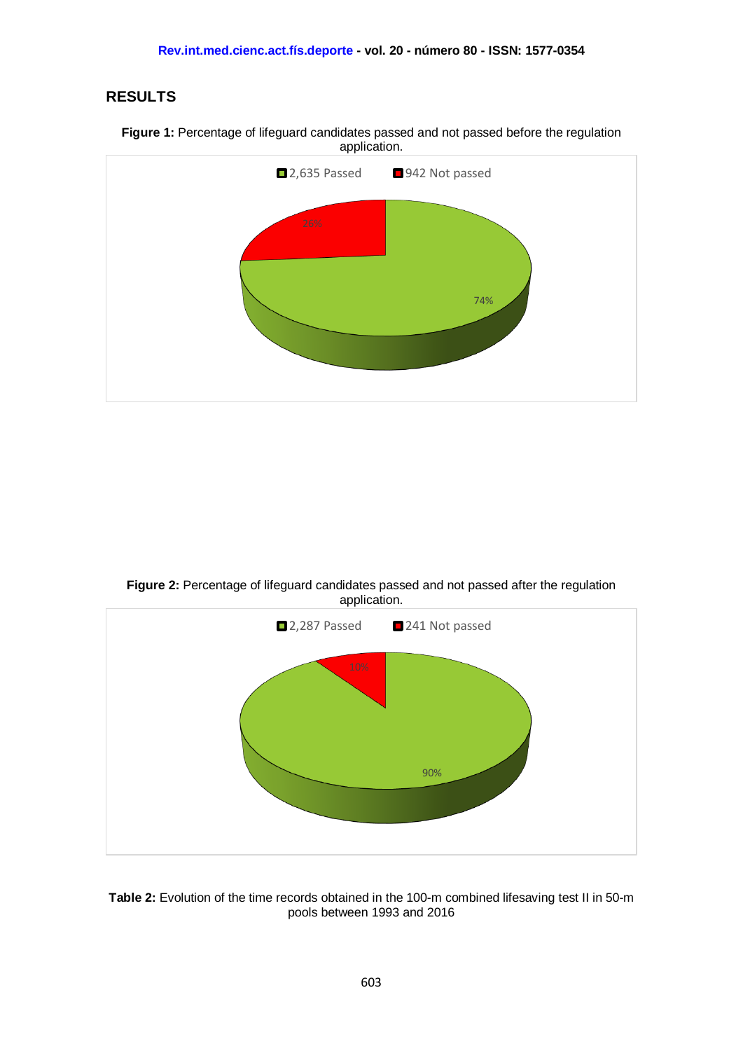## RESULTS

**Figure 1:** Percentage of lifeguard candidates passed and not passed before the regulation application.

2,635 Passed
942 Not passed

26%
74%

**Figure 2:** Percentage of lifeguard candidates passed and not passed after the regulation application.

2,287 Passed
241 Not passed

10%
90%

**Table 2:** Evolution of the time records obtained in the 100-m combined lifesaving test II in 50-m pools between 1993 and 2016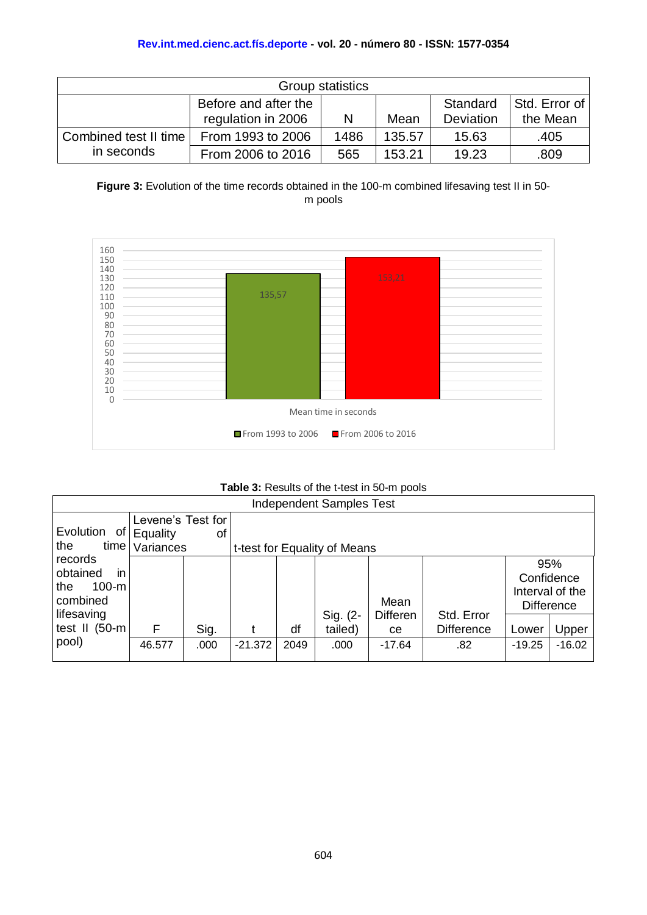| Group statistics | | | | | |
|---|---|---|---|---|---|
| | Before and after the regulation in 2006 | N | Mean | Standard Deviation | Std. Error of the Mean |
| Combined test II time in seconds | From 1993 to 2006 | 1486 | 135.57 | 15.63 | .405 |
| | From 2006 to 2016 | 565 | 153.21 | 19.23 | .809 |

**Figure 3:** Evolution of the time records obtained in the 100-m combined lifesaving test II in 50-m pools

**Table 3:** Results of the t-test in 50-m pools

| Independent Samples Test | | | | | | | | | |
|---|---|---|---|---|---|---|---|---|---|
| Evolution of the time records obtained in the 100-m combined lifesaving test II (50-m pool) | Levene's Test for Equality of Variances | | t-test for Equality of Means | | | | | | |
| | | | | | | | | 95% Confidence Interval of the Difference | |
| | F | Sig. | t | df | Sig. (2-tailed) | Mean Difference | Std. Error Difference | Lower | Upper |
| | 46.577 | .000 | -21.372 | 2049 | .000 | -17.64 | .82 | -19.25 | -16.02 |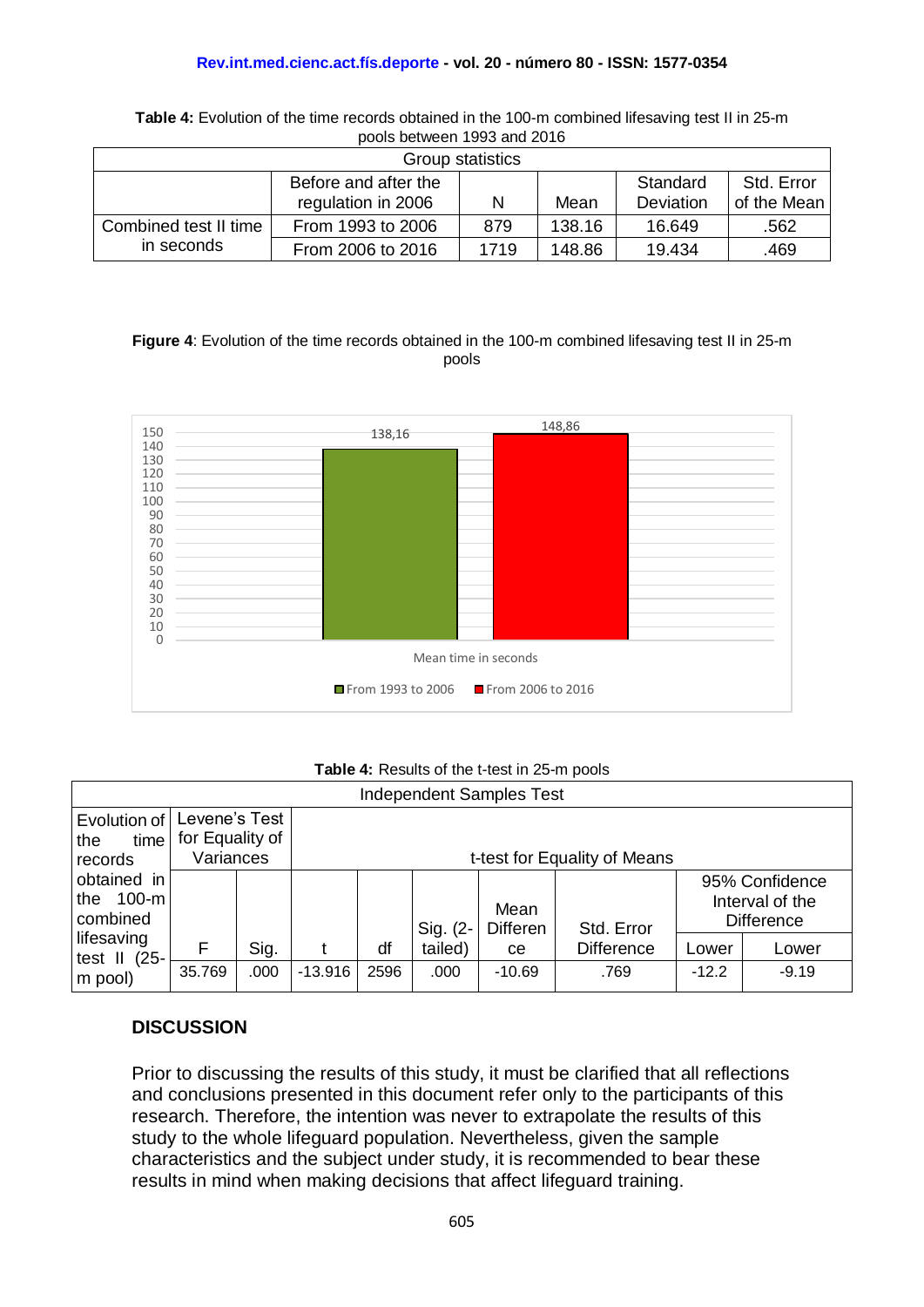**Table 4:** Evolution of the time records obtained in the 100-m combined lifesaving test II in 25-m pools between 1993 and 2016

| Group statistics | | | | | |
|---|---|---|---|---|---|
| | Before and after the regulation in 2006 | N | Mean | Standard Deviation | Std. Error of the Mean |
| Combined test II time in seconds | From 1993 to 2006 | 879 | 138.16 | 16.649 | .562 |
| | From 2006 to 2016 | 1719 | 148.86 | 19.434 | .469 |

**Figure 4**: Evolution of the time records obtained in the 100-m combined lifesaving test II in 25-m pools

**Table 4:** Results of the t-test in 25-m pools

| Independent Samples Test | | | | | | | | | |
|---|---|---|---|---|---|---|---|---|---|
| Evolution of the time records obtained in the 100-m combined lifesaving test II (25-m pool) | Levene's Test for Equality of Variances | | t-test for Equality of Means | | | | | | |
| | F | Sig. | t | df | Sig. (2-tailed) | Mean Difference | Std. Error Difference | 95% Confidence Interval of the Difference Lower | Lower |
| | 35.769 | .000 | -13.916 | 2596 | .000 | -10.69 | .769 | -12.2 | -9.19 |

## DISCUSSION

Prior to discussing the results of this study, it must be clarified that all reflections and conclusions presented in this document refer only to the participants of this research. Therefore, the intention was never to extrapolate the results of this study to the whole lifeguard population. Nevertheless, given the sample characteristics and the subject under study, it is recommended to bear these results in mind when making decisions that affect lifeguard training.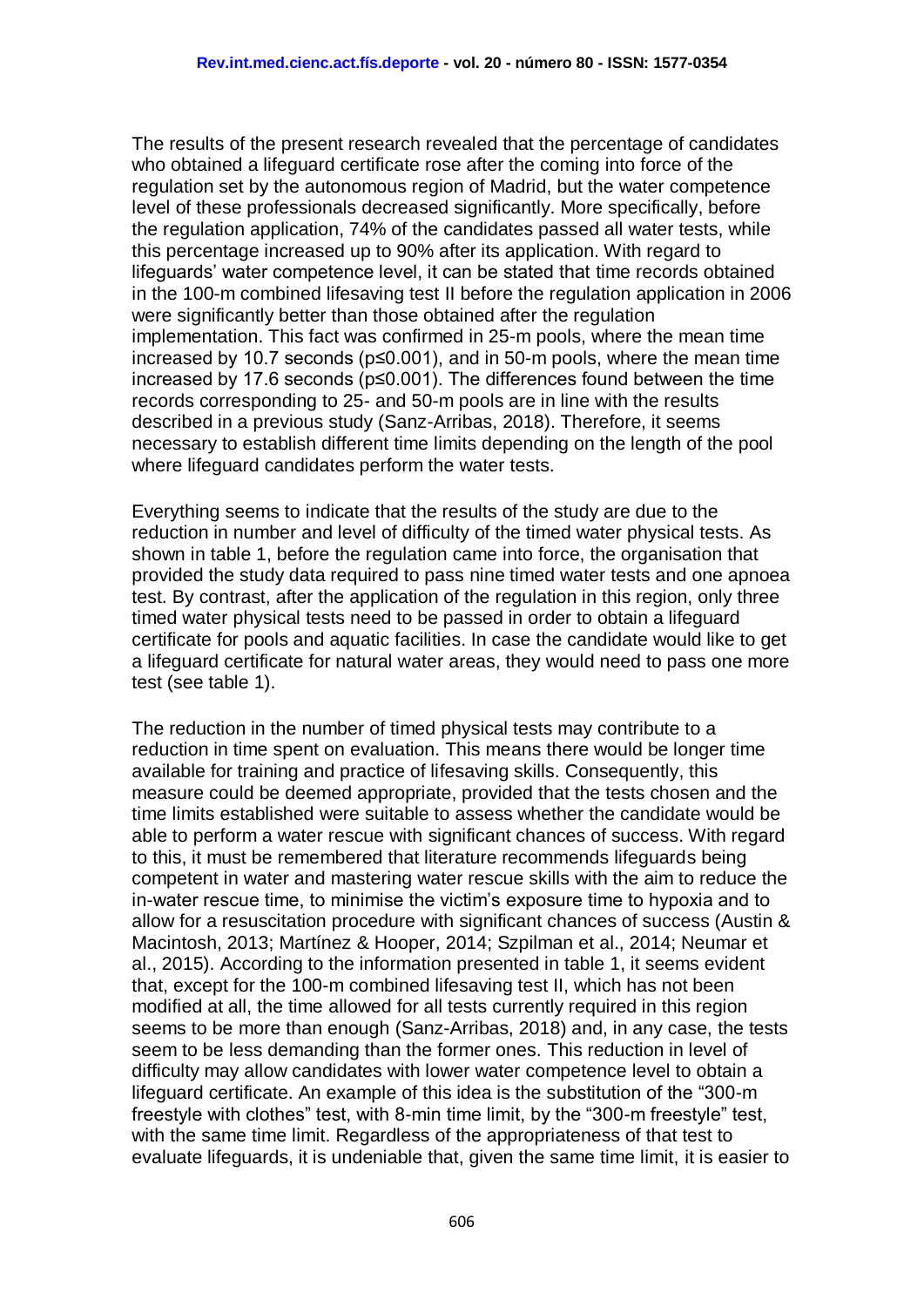The results of the present research revealed that the percentage of candidates who obtained a lifeguard certificate rose after the coming into force of the regulation set by the autonomous region of Madrid, but the water competence level of these professionals decreased significantly. More specifically, before the regulation application, 74% of the candidates passed all water tests, while this percentage increased up to 90% after its application. With regard to lifeguards' water competence level, it can be stated that time records obtained in the 100-m combined lifesaving test II before the regulation application in 2006 were significantly better than those obtained after the regulation implementation. This fact was confirmed in 25-m pools, where the mean time increased by 10.7 seconds ($p \leq 0.001$), and in 50-m pools, where the mean time increased by 17.6 seconds ($p \leq 0.001$). The differences found between the time records corresponding to 25- and 50-m pools are in line with the results described in a previous study (Sanz-Arribas, 2018). Therefore, it seems necessary to establish different time limits depending on the length of the pool where lifeguard candidates perform the water tests.

Everything seems to indicate that the results of the study are due to the reduction in number and level of difficulty of the timed water physical tests. As shown in table 1, before the regulation came into force, the organisation that provided the study data required to pass nine timed water tests and one apnoea test. By contrast, after the application of the regulation in this region, only three timed water physical tests need to be passed in order to obtain a lifeguard certificate for pools and aquatic facilities. In case the candidate would like to get a lifeguard certificate for natural water areas, they would need to pass one more test (see table 1).

The reduction in the number of timed physical tests may contribute to a reduction in time spent on evaluation. This means there would be longer time available for training and practice of lifesaving skills. Consequently, this measure could be deemed appropriate, provided that the tests chosen and the time limits established were suitable to assess whether the candidate would be able to perform a water rescue with significant chances of success. With regard to this, it must be remembered that literature recommends lifeguards being competent in water and mastering water rescue skills with the aim to reduce the in-water rescue time, to minimise the victim's exposure time to hypoxia and to allow for a resuscitation procedure with significant chances of success (Austin & Macintosh, 2013; Martínez & Hooper, 2014; Szpilman et al., 2014; Neumar et al., 2015). According to the information presented in table 1, it seems evident that, except for the 100-m combined lifesaving test II, which has not been modified at all, the time allowed for all tests currently required in this region seems to be more than enough (Sanz-Arribas, 2018) and, in any case, the tests seem to be less demanding than the former ones. This reduction in level of difficulty may allow candidates with lower water competence level to obtain a lifeguard certificate. An example of this idea is the substitution of the "300-m freestyle with clothes" test, with 8-min time limit, by the "300-m freestyle" test, with the same time limit. Regardless of the appropriateness of that test to evaluate lifeguards, it is undeniable that, given the same time limit, it is easier to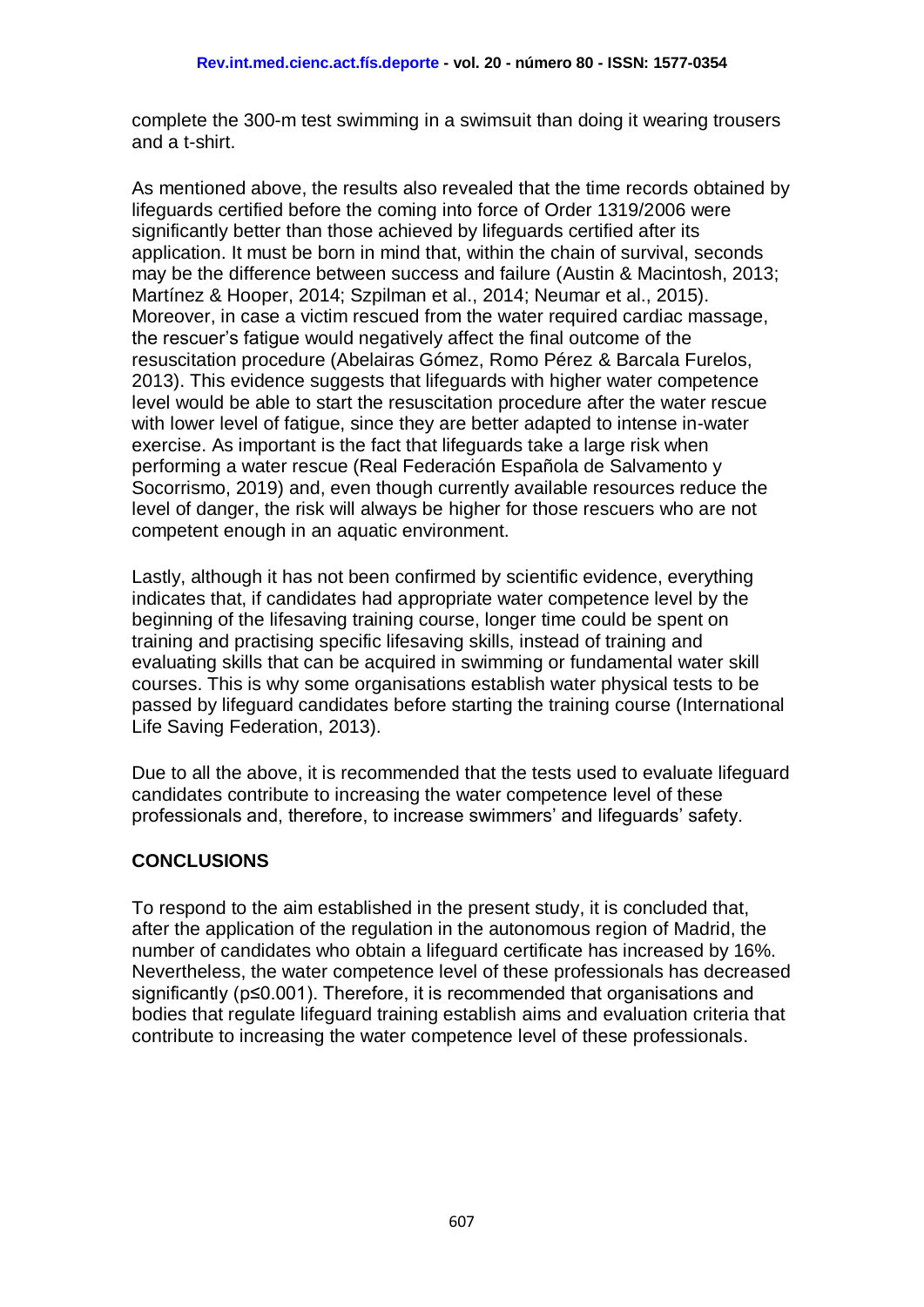complete the 300-m test swimming in a swimsuit than doing it wearing trousers and a t-shirt.

As mentioned above, the results also revealed that the time records obtained by lifeguards certified before the coming into force of Order 1319/2006 were significantly better than those achieved by lifeguards certified after its application. It must be born in mind that, within the chain of survival, seconds may be the difference between success and failure (Austin & Macintosh, 2013; Martínez & Hooper, 2014; Szpilman et al., 2014; Neumar et al., 2015). Moreover, in case a victim rescued from the water required cardiac massage, the rescuer's fatigue would negatively affect the final outcome of the resuscitation procedure (Abelairas Gómez, Romo Pérez & Barcala Furelos, 2013). This evidence suggests that lifeguards with higher water competence level would be able to start the resuscitation procedure after the water rescue with lower level of fatigue, since they are better adapted to intense in-water exercise. As important is the fact that lifeguards take a large risk when performing a water rescue (Real Federación Española de Salvamento y Socorrismo, 2019) and, even though currently available resources reduce the level of danger, the risk will always be higher for those rescuers who are not competent enough in an aquatic environment.

Lastly, although it has not been confirmed by scientific evidence, everything indicates that, if candidates had appropriate water competence level by the beginning of the lifesaving training course, longer time could be spent on training and practising specific lifesaving skills, instead of training and evaluating skills that can be acquired in swimming or fundamental water skill courses. This is why some organisations establish water physical tests to be passed by lifeguard candidates before starting the training course (International Life Saving Federation, 2013).

Due to all the above, it is recommended that the tests used to evaluate lifeguard candidates contribute to increasing the water competence level of these professionals and, therefore, to increase swimmers' and lifeguards' safety.

## CONCLUSIONS

To respond to the aim established in the present study, it is concluded that, after the application of the regulation in the autonomous region of Madrid, the number of candidates who obtain a lifeguard certificate has increased by 16%. Nevertheless, the water competence level of these professionals has decreased significantly ($p \leq 0.001$). Therefore, it is recommended that organisations and bodies that regulate lifeguard training establish aims and evaluation criteria that contribute to increasing the water competence level of these professionals.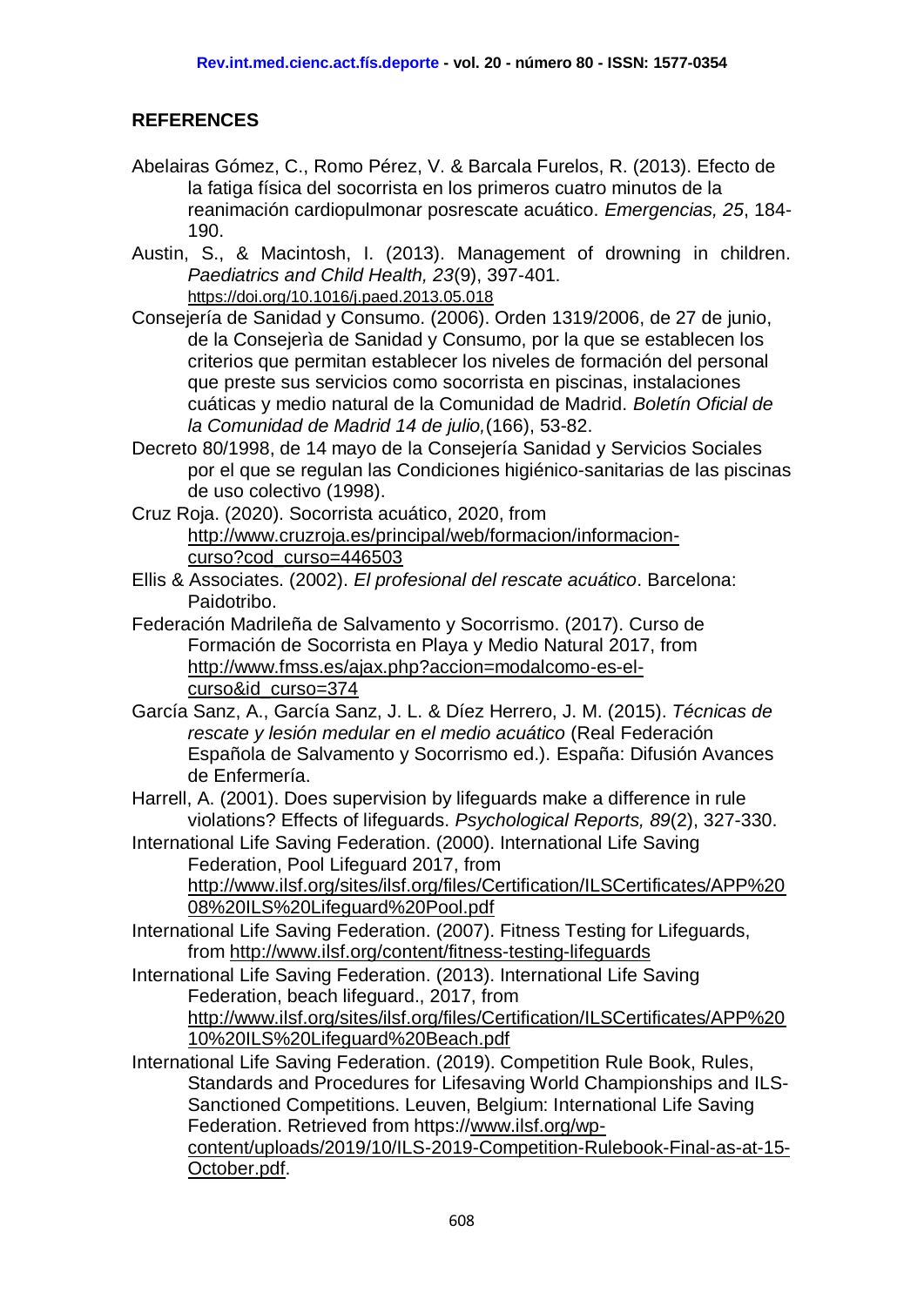## REFERENCES

Abelairas Gómez, C., Romo Pérez, V. & Barcala Furelos, R. (2013). Efecto de la fatiga física del socorrista en los primeros cuatro minutos de la reanimación cardiopulmonar posrescate acuático. *Emergencias, 25*, 184-190.

Austin, S., & Macintosh, I. (2013). Management of drowning in children. *Paediatrics and Child Health, 23*(9), 397-401. https://doi.org/10.1016/j.paed.2013.05.018

Consejería de Sanidad y Consumo. (2006). Orden 1319/2006, de 27 de junio, de la Consejerìa de Sanidad y Consumo, por la que se establecen los criterios que permitan establecer los niveles de formación del personal que preste sus servicios como socorrista en piscinas, instalaciones cuáticas y medio natural de la Comunidad de Madrid. *Boletín Oficial de la Comunidad de Madrid 14 de julio,*(166), 53-82.

Decreto 80/1998, de 14 mayo de la Consejería Sanidad y Servicios Sociales por el que se regulan las Condiciones higiénico-sanitarias de las piscinas de uso colectivo (1998).

Cruz Roja. (2020). Socorrista acuático, 2020, from http://www.cruzroja.es/principal/web/formacion/informacion-curso?cod_curso=446503

Ellis & Associates. (2002). *El profesional del rescate acuático*. Barcelona: Paidotribo.

Federación Madrileña de Salvamento y Socorrismo. (2017). Curso de Formación de Socorrista en Playa y Medio Natural 2017, from http://www.fmss.es/ajax.php?accion=modalcomo-es-el-curso&id_curso=374

García Sanz, A., García Sanz, J. L. & Díez Herrero, J. M. (2015). *Técnicas de rescate y lesión medular en el medio acuático* (Real Federación Española de Salvamento y Socorrismo ed.). España: Difusión Avances de Enfermería.

Harrell, A. (2001). Does supervision by lifeguards make a difference in rule violations? Effects of lifeguards. *Psychological Reports, 89*(2), 327-330.

International Life Saving Federation. (2000). International Life Saving Federation, Pool Lifeguard 2017, from http://www.ilsf.org/sites/ilsf.org/files/Certification/ILSCertificates/APP%2008%20ILS%20Lifeguard%20Pool.pdf

International Life Saving Federation. (2007). Fitness Testing for Lifeguards, from http://www.ilsf.org/content/fitness-testing-lifeguards

International Life Saving Federation. (2013). International Life Saving Federation, beach lifeguard., 2017, from http://www.ilsf.org/sites/ilsf.org/files/Certification/ILSCertificates/APP%2010%20ILS%20Lifeguard%20Beach.pdf

International Life Saving Federation. (2019). Competition Rule Book, Rules, Standards and Procedures for Lifesaving World Championships and ILS-Sanctioned Competitions. Leuven, Belgium: International Life Saving Federation. Retrieved from https://www.ilsf.org/wp-content/uploads/2019/10/ILS-2019-Competition-Rulebook-Final-as-at-15-October.pdf.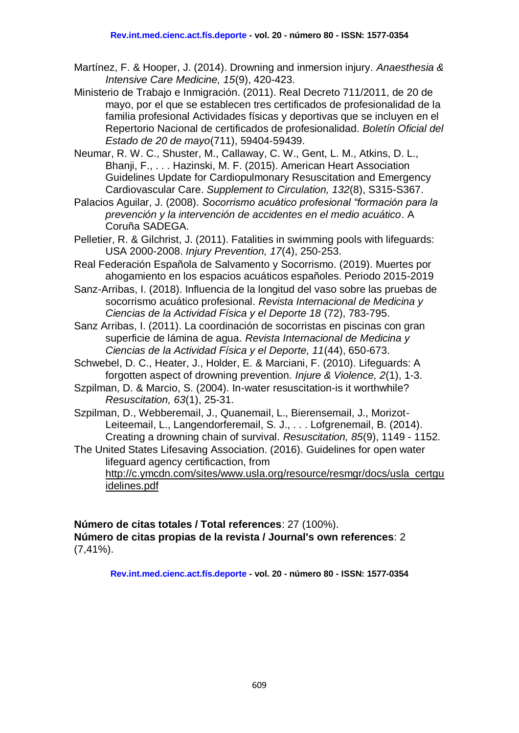Martínez, F. & Hooper, J. (2014). Drowning and inmersion injury. *Anaesthesia & Intensive Care Medicine, 15*(9), 420-423.

Ministerio de Trabajo e Inmigración. (2011). Real Decreto 711/2011, de 20 de mayo, por el que se establecen tres certificados de profesionalidad de la familia profesional Actividades físicas y deportivas que se incluyen en el Repertorio Nacional de certificados de profesionalidad. *Boletín Oficial del Estado de 20 de mayo*(711), 59404-59439.

Neumar, R. W. C., Shuster, M., Callaway, C. W., Gent, L. M., Atkins, D. L., Bhanji, F., . . . Hazinski, M. F. (2015). American Heart Association Guidelines Update for Cardiopulmonary Resuscitation and Emergency Cardiovascular Care. *Supplement to Circulation, 132*(8), S315-S367.

Palacios Aguilar, J. (2008). *Socorrismo acuático profesional "formación para la prevención y la intervención de accidentes en el medio acuático*. A Coruña SADEGA.

Pelletier, R. & Gilchrist, J. (2011). Fatalities in swimming pools with lifeguards: USA 2000-2008. *Injury Prevention, 17*(4), 250-253.

Real Federación Española de Salvamento y Socorrismo. (2019). Muertes por ahogamiento en los espacios acuáticos españoles. Periodo 2015-2019

Sanz-Arribas, I. (2018). Influencia de la longitud del vaso sobre las pruebas de socorrismo acuático profesional. *Revista Internacional de Medicina y Ciencias de la Actividad Física y el Deporte 18* (72), 783-795.

Sanz Arribas, I. (2011). La coordinación de socorristas en piscinas con gran superficie de lámina de agua. *Revista Internacional de Medicina y Ciencias de la Actividad Física y el Deporte, 11*(44), 650-673.

Schwebel, D. C., Heater, J., Holder, E. & Marciani, F. (2010). Lifeguards: A forgotten aspect of drowning prevention. *Injure & Violence, 2*(1), 1-3.

Szpilman, D. & Marcio, S. (2004). In-water resuscitation-is it worthwhile? *Resuscitation, 63*(1), 25-31.

Szpilman, D., Webberemail, J., Quanemail, L., Bierensemail, J., Morizot-Leiteemail, L., Langendorferemail, S. J., . . . Lofgrenemail, B. (2014). Creating a drowning chain of survival. *Resuscitation, 85*(9), 1149 - 1152.

The United States Lifesaving Association. (2016). Guidelines for open water lifeguard agency certificaction, from http://c.ymcdn.com/sites/www.usla.org/resource/resmgr/docs/usla_certguidelines.pdf

**Número de citas totales / Total references**: 27 (100%).
**Número de citas propias de la revista / Journal's own references**: 2 (7,41%).